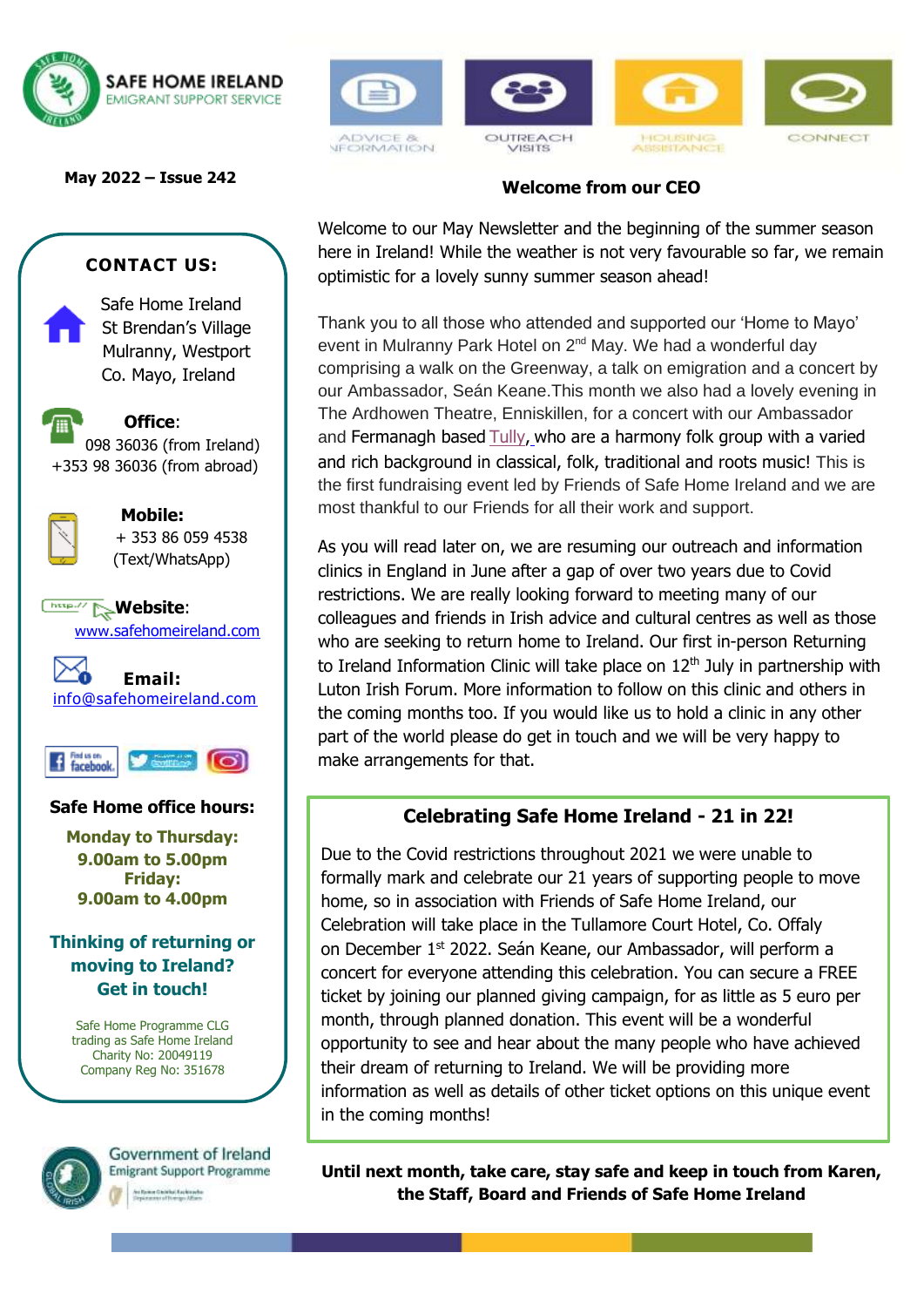SAFE HOME IRELAND
EMIGRANT SUPPORT SERVICE

ADVICE & INFORMATION | OUTREACH VISITS | HOUSING ASSISTANCE | CONNECT

**May 2022 – Issue 242**

## CONTACT US:

Safe Home Ireland
St Brendan's Village
Mulranny, Westport
Co. Mayo, Ireland

**Office**:
098 36036 (from Ireland)
+353 98 36036 (from abroad)

**Mobile:**
+ 353 86 059 4538
(Text/WhatsApp)

**Website**:
www.safehomeireland.com

**Email:**
info@safehomeireland.com

**Safe Home office hours:**

**Monday to Thursday:**
**9.00am to 5.00pm**
**Friday:**
**9.00am to 4.00pm**

**Thinking of returning or moving to Ireland? Get in touch!**

Safe Home Programme CLG
trading as Safe Home Ireland
Charity No: 20049119
Company Reg No: 351678

Government of Ireland
Emigrant Support Programme

## Welcome from our CEO

Welcome to our May Newsletter and the beginning of the summer season here in Ireland! While the weather is not very favourable so far, we remain optimistic for a lovely sunny summer season ahead!

Thank you to all those who attended and supported our 'Home to Mayo' event in Mulranny Park Hotel on 2nd May. We had a wonderful day comprising a walk on the Greenway, a talk on emigration and a concert by our Ambassador, Seán Keane.This month we also had a lovely evening in The Ardhowen Theatre, Enniskillen, for a concert with our Ambassador and Fermanagh based Tully, who are a harmony folk group with a varied and rich background in classical, folk, traditional and roots music! This is the first fundraising event led by Friends of Safe Home Ireland and we are most thankful to our Friends for all their work and support.

As you will read later on, we are resuming our outreach and information clinics in England in June after a gap of over two years due to Covid restrictions. We are really looking forward to meeting many of our colleagues and friends in Irish advice and cultural centres as well as those who are seeking to return home to Ireland. Our first in-person Returning to Ireland Information Clinic will take place on 12th July in partnership with Luton Irish Forum. More information to follow on this clinic and others in the coming months too. If you would like us to hold a clinic in any other part of the world please do get in touch and we will be very happy to make arrangements for that.

### Celebrating Safe Home Ireland - 21 in 22!

Due to the Covid restrictions throughout 2021 we were unable to formally mark and celebrate our 21 years of supporting people to move home, so in association with Friends of Safe Home Ireland, our Celebration will take place in the Tullamore Court Hotel, Co. Offaly on December 1st 2022. Seán Keane, our Ambassador, will perform a concert for everyone attending this celebration. You can secure a FREE ticket by joining our planned giving campaign, for as little as 5 euro per month, through planned donation. This event will be a wonderful opportunity to see and hear about the many people who have achieved their dream of returning to Ireland. We will be providing more information as well as details of other ticket options on this unique event in the coming months!

**Until next month, take care, stay safe and keep in touch from Karen, the Staff, Board and Friends of Safe Home Ireland**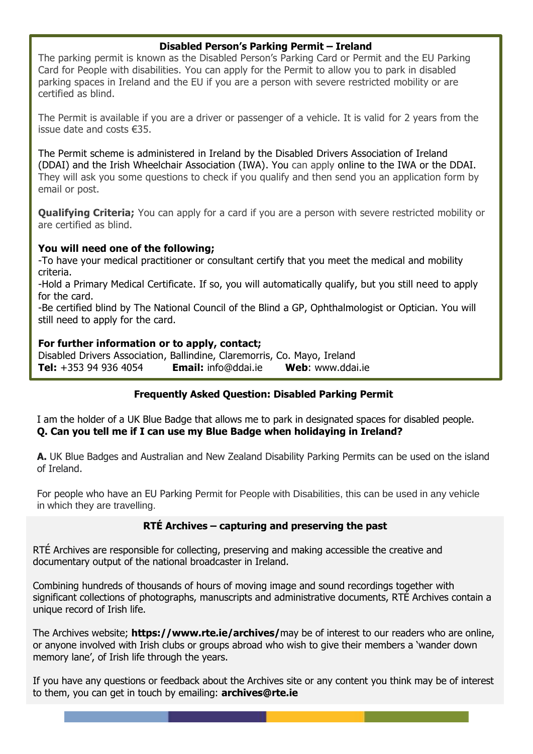## Disabled Person's Parking Permit – Ireland

The parking permit is known as the Disabled Person's Parking Card or Permit and the EU Parking Card for People with disabilities. You can apply for the Permit to allow you to park in disabled parking spaces in Ireland and the EU if you are a person with severe restricted mobility or are certified as blind.

The Permit is available if you are a driver or passenger of a vehicle. It is valid for 2 years from the issue date and costs €35.

The Permit scheme is administered in Ireland by the Disabled Drivers Association of Ireland (DDAI) and the Irish Wheelchair Association (IWA). You can apply online to the IWA or the DDAI. They will ask you some questions to check if you qualify and then send you an application form by email or post.

**Qualifying Criteria;** You can apply for a card if you are a person with severe restricted mobility or are certified as blind.

**You will need one of the following;**

-To have your medical practitioner or consultant certify that you meet the medical and mobility criteria.

-Hold a Primary Medical Certificate. If so, you will automatically qualify, but you still need to apply for the card.

-Be certified blind by The National Council of the Blind a GP, Ophthalmologist or Optician. You will still need to apply for the card.

**For further information or to apply, contact;**

Disabled Drivers Association, Ballindine, Claremorris, Co. Mayo, Ireland

**Tel:** +353 94 936 4054 **Email:** info@ddai.ie **Web**: www.ddai.ie

## Frequently Asked Question: Disabled Parking Permit

I am the holder of a UK Blue Badge that allows me to park in designated spaces for disabled people.

**Q. Can you tell me if I can use my Blue Badge when holidaying in Ireland?**

**A.** UK Blue Badges and Australian and New Zealand Disability Parking Permits can be used on the island of Ireland.

For people who have an EU Parking Permit for People with Disabilities, this can be used in any vehicle in which they are travelling.

## RTÉ Archives – capturing and preserving the past

RTÉ Archives are responsible for collecting, preserving and making accessible the creative and documentary output of the national broadcaster in Ireland.

Combining hundreds of thousands of hours of moving image and sound recordings together with significant collections of photographs, manuscripts and administrative documents, RTÉ Archives contain a unique record of Irish life.

The Archives website; **https://www.rte.ie/archives/** may be of interest to our readers who are online, or anyone involved with Irish clubs or groups abroad who wish to give their members a 'wander down memory lane', of Irish life through the years.

If you have any questions or feedback about the Archives site or any content you think may be of interest to them, you can get in touch by emailing: **archives@rte.ie**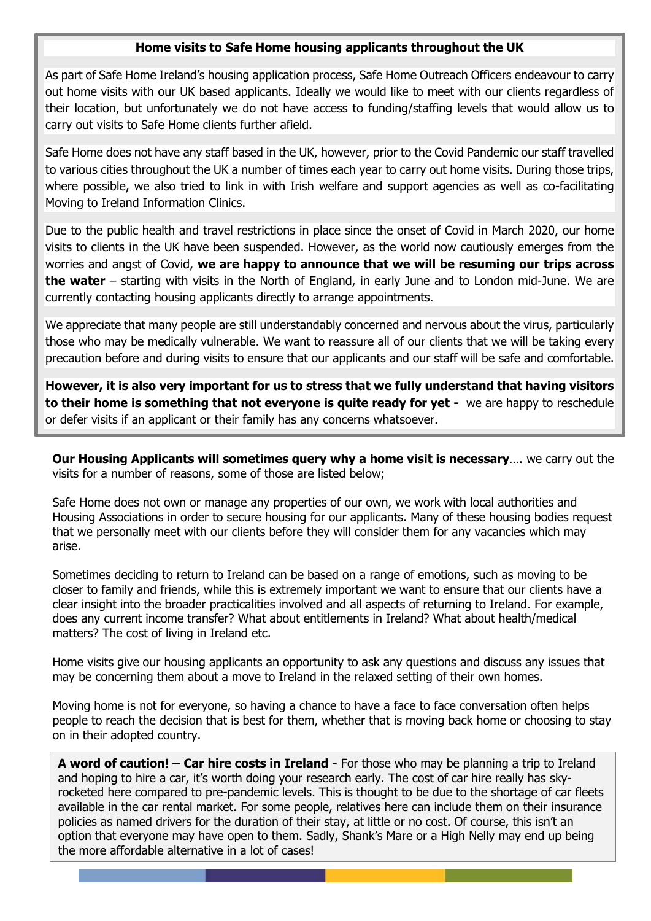## Home visits to Safe Home housing applicants throughout the UK

As part of Safe Home Ireland's housing application process, Safe Home Outreach Officers endeavour to carry out home visits with our UK based applicants. Ideally we would like to meet with our clients regardless of their location, but unfortunately we do not have access to funding/staffing levels that would allow us to carry out visits to Safe Home clients further afield.

Safe Home does not have any staff based in the UK, however, prior to the Covid Pandemic our staff travelled to various cities throughout the UK a number of times each year to carry out home visits. During those trips, where possible, we also tried to link in with Irish welfare and support agencies as well as co-facilitating Moving to Ireland Information Clinics.

Due to the public health and travel restrictions in place since the onset of Covid in March 2020, our home visits to clients in the UK have been suspended. However, as the world now cautiously emerges from the worries and angst of Covid, **we are happy to announce that we will be resuming our trips across the water** – starting with visits in the North of England, in early June and to London mid-June. We are currently contacting housing applicants directly to arrange appointments.

We appreciate that many people are still understandably concerned and nervous about the virus, particularly those who may be medically vulnerable. We want to reassure all of our clients that we will be taking every precaution before and during visits to ensure that our applicants and our staff will be safe and comfortable.

**However, it is also very important for us to stress that we fully understand that having visitors to their home is something that not everyone is quite ready for yet -** we are happy to reschedule or defer visits if an applicant or their family has any concerns whatsoever.

**Our Housing Applicants will sometimes query why a home visit is necessary**…. we carry out the visits for a number of reasons, some of those are listed below;

Safe Home does not own or manage any properties of our own, we work with local authorities and Housing Associations in order to secure housing for our applicants. Many of these housing bodies request that we personally meet with our clients before they will consider them for any vacancies which may arise.

Sometimes deciding to return to Ireland can be based on a range of emotions, such as moving to be closer to family and friends, while this is extremely important we want to ensure that our clients have a clear insight into the broader practicalities involved and all aspects of returning to Ireland. For example, does any current income transfer? What about entitlements in Ireland? What about health/medical matters? The cost of living in Ireland etc.

Home visits give our housing applicants an opportunity to ask any questions and discuss any issues that may be concerning them about a move to Ireland in the relaxed setting of their own homes.

Moving home is not for everyone, so having a chance to have a face to face conversation often helps people to reach the decision that is best for them, whether that is moving back home or choosing to stay on in their adopted country.

**A word of caution! – Car hire costs in Ireland -** For those who may be planning a trip to Ireland and hoping to hire a car, it's worth doing your research early. The cost of car hire really has sky-rocketed here compared to pre-pandemic levels. This is thought to be due to the shortage of car fleets available in the car rental market. For some people, relatives here can include them on their insurance policies as named drivers for the duration of their stay, at little or no cost. Of course, this isn't an option that everyone may have open to them. Sadly, Shank's Mare or a High Nelly may end up being the more affordable alternative in a lot of cases!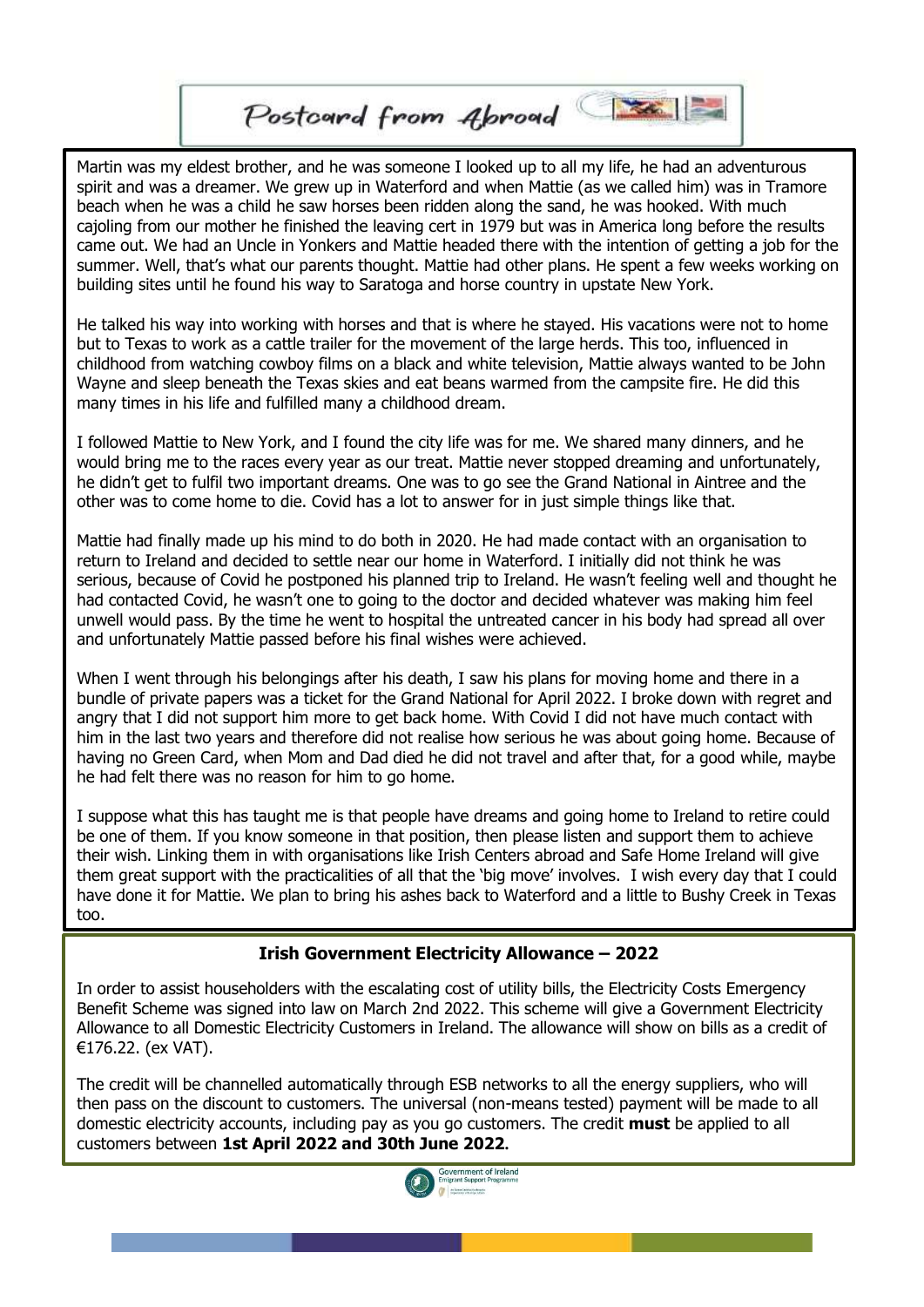# Postcard from Abroad

Martin was my eldest brother, and he was someone I looked up to all my life, he had an adventurous spirit and was a dreamer. We grew up in Waterford and when Mattie (as we called him) was in Tramore beach when he was a child he saw horses been ridden along the sand, he was hooked. With much cajoling from our mother he finished the leaving cert in 1979 but was in America long before the results came out. We had an Uncle in Yonkers and Mattie headed there with the intention of getting a job for the summer. Well, that's what our parents thought. Mattie had other plans. He spent a few weeks working on building sites until he found his way to Saratoga and horse country in upstate New York.

He talked his way into working with horses and that is where he stayed. His vacations were not to home but to Texas to work as a cattle trailer for the movement of the large herds. This too, influenced in childhood from watching cowboy films on a black and white television, Mattie always wanted to be John Wayne and sleep beneath the Texas skies and eat beans warmed from the campsite fire. He did this many times in his life and fulfilled many a childhood dream.

I followed Mattie to New York, and I found the city life was for me. We shared many dinners, and he would bring me to the races every year as our treat. Mattie never stopped dreaming and unfortunately, he didn't get to fulfil two important dreams. One was to go see the Grand National in Aintree and the other was to come home to die. Covid has a lot to answer for in just simple things like that.

Mattie had finally made up his mind to do both in 2020. He had made contact with an organisation to return to Ireland and decided to settle near our home in Waterford. I initially did not think he was serious, because of Covid he postponed his planned trip to Ireland. He wasn't feeling well and thought he had contacted Covid, he wasn't one to going to the doctor and decided whatever was making him feel unwell would pass. By the time he went to hospital the untreated cancer in his body had spread all over and unfortunately Mattie passed before his final wishes were achieved.

When I went through his belongings after his death, I saw his plans for moving home and there in a bundle of private papers was a ticket for the Grand National for April 2022. I broke down with regret and angry that I did not support him more to get back home. With Covid I did not have much contact with him in the last two years and therefore did not realise how serious he was about going home. Because of having no Green Card, when Mom and Dad died he did not travel and after that, for a good while, maybe he had felt there was no reason for him to go home.

I suppose what this has taught me is that people have dreams and going home to Ireland to retire could be one of them. If you know someone in that position, then please listen and support them to achieve their wish. Linking them in with organisations like Irish Centers abroad and Safe Home Ireland will give them great support with the practicalities of all that the 'big move' involves. I wish every day that I could have done it for Mattie. We plan to bring his ashes back to Waterford and a little to Bushy Creek in Texas too.

## Irish Government Electricity Allowance – 2022

In order to assist householders with the escalating cost of utility bills, the Electricity Costs Emergency Benefit Scheme was signed into law on March 2nd 2022. This scheme will give a Government Electricity Allowance to all Domestic Electricity Customers in Ireland. The allowance will show on bills as a credit of €176.22. (ex VAT).

The credit will be channelled automatically through ESB networks to all the energy suppliers, who will then pass on the discount to customers. The universal (non-means tested) payment will be made to all domestic electricity accounts, including pay as you go customers. The credit **must** be applied to all customers between **1st April 2022 and 30th June 2022**.

Government of Ireland
Emigrant Support Programme